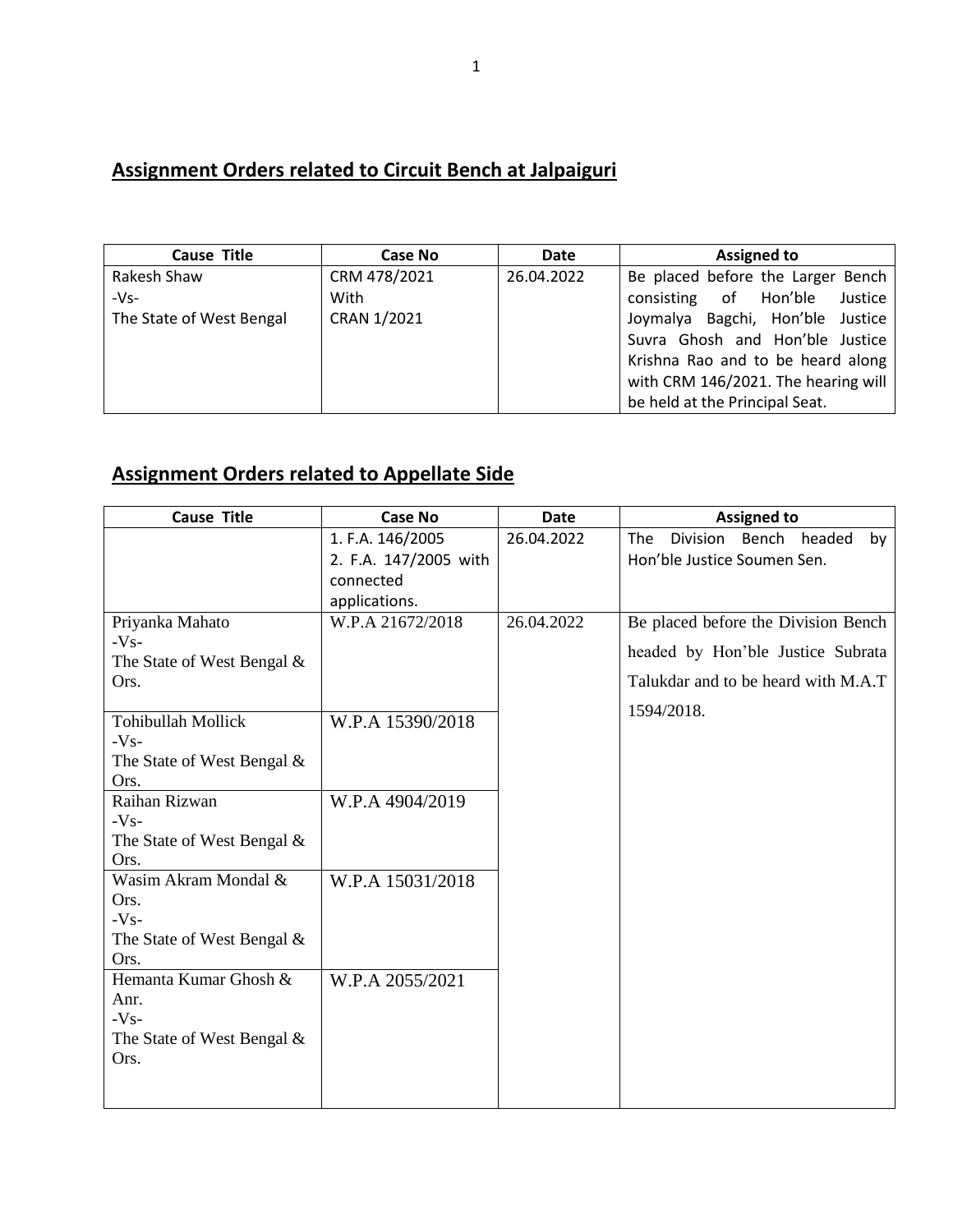## Assignment Orders related to Circuit Bench at Jalpaiguri

| Cause Title | Case No | Date | Assigned to |
|---|---|---|---|
| Rakesh Shaw -Vs- The State of West Bengal | CRM 478/2021 With CRAN 1/2021 | 26.04.2022 | Be placed before the Larger Bench consisting of Hon'ble Justice Joymalya Bagchi, Hon'ble Justice Suvra Ghosh and Hon'ble Justice Krishna Rao and to be heard along with CRM 146/2021. The hearing will be held at the Principal Seat. |

## Assignment Orders related to Appellate Side

| Cause Title | Case No | Date | Assigned to |
|---|---|---|---|
| | 1. F.A. 146/2005 2. F.A. 147/2005 with connected applications. | 26.04.2022 | The Division Bench headed by Hon'ble Justice Soumen Sen. |
| Priyanka Mahato -Vs- The State of West Bengal & Ors. | W.P.A 21672/2018 | 26.04.2022 | Be placed before the Division Bench headed by Hon'ble Justice Subrata Talukdar and to be heard with M.A.T 1594/2018. |
| Tohibullah Mollick -Vs- The State of West Bengal & Ors. | W.P.A 15390/2018 | | |
| Raihan Rizwan -Vs- The State of West Bengal & Ors. | W.P.A 4904/2019 | | |
| Wasim Akram Mondal & Ors. -Vs- The State of West Bengal & Ors. | W.P.A 15031/2018 | | |
| Hemanta Kumar Ghosh & Anr. -Vs- The State of West Bengal & Ors. | W.P.A 2055/2021 | | |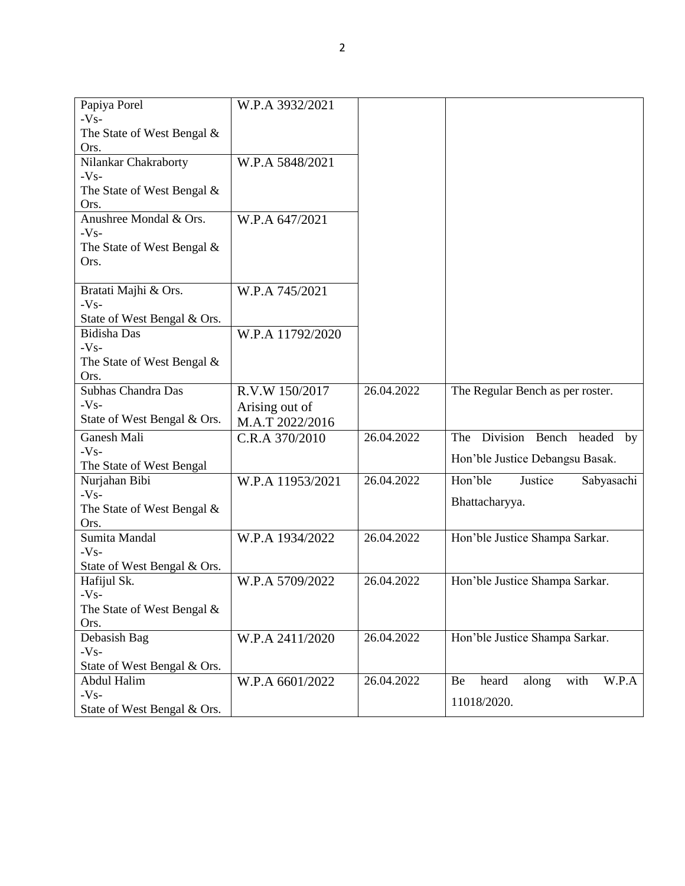| | | | |
|---|---|---|---|
| Papiya Porel<br>-Vs-<br>The State of West Bengal & Ors. | W.P.A 3932/2021 | | |
| Nilankar Chakraborty<br>-Vs-<br>The State of West Bengal & Ors. | W.P.A 5848/2021 | | |
| Anushree Mondal & Ors.<br>-Vs-<br>The State of West Bengal & Ors. | W.P.A 647/2021 | | |
| Bratati Majhi & Ors.<br>-Vs-<br>State of West Bengal & Ors. | W.P.A 745/2021 | | |
| Bidisha Das<br>-Vs-<br>The State of West Bengal & Ors. | W.P.A 11792/2020 | | |
| Subhas Chandra Das<br>-Vs-<br>State of West Bengal & Ors. | R.V.W 150/2017<br>Arising out of<br>M.A.T 2022/2016 | 26.04.2022 | The Regular Bench as per roster. |
| Ganesh Mali<br>-Vs-<br>The State of West Bengal | C.R.A 370/2010 | 26.04.2022 | The Division Bench headed by Hon'ble Justice Debangsu Basak. |
| Nurjahan Bibi<br>-Vs-<br>The State of West Bengal & Ors. | W.P.A 11953/2021 | 26.04.2022 | Hon'ble Justice Sabyasachi Bhattacharyya. |
| Sumita Mandal<br>-Vs-<br>State of West Bengal & Ors. | W.P.A 1934/2022 | 26.04.2022 | Hon'ble Justice Shampa Sarkar. |
| Hafijul Sk.<br>-Vs-<br>The State of West Bengal & Ors. | W.P.A 5709/2022 | 26.04.2022 | Hon'ble Justice Shampa Sarkar. |
| Debasish Bag<br>-Vs-<br>State of West Bengal & Ors. | W.P.A 2411/2020 | 26.04.2022 | Hon'ble Justice Shampa Sarkar. |
| Abdul Halim<br>-Vs-<br>State of West Bengal & Ors. | W.P.A 6601/2022 | 26.04.2022 | Be heard along with W.P.A 11018/2020. |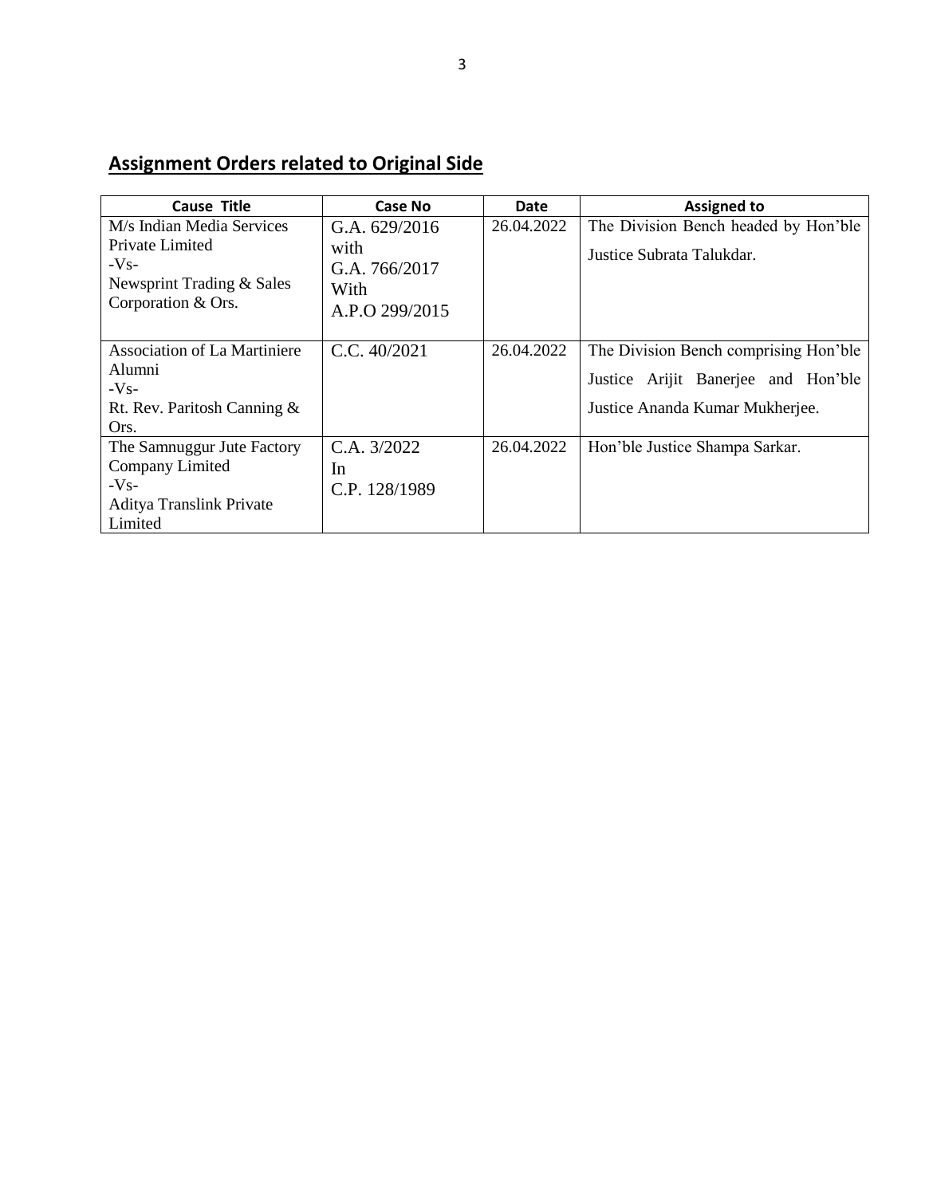## Assignment Orders related to Original Side

| Cause Title | Case No | Date | Assigned to |
|---|---|---|---|
| M/s Indian Media Services Private Limited -Vs- Newsprint Trading & Sales Corporation & Ors. | G.A. 629/2016 with G.A. 766/2017 With A.P.O 299/2015 | 26.04.2022 | The Division Bench headed by Hon'ble Justice Subrata Talukdar. |
| Association of La Martiniere Alumni -Vs- Rt. Rev. Paritosh Canning & Ors. | C.C. 40/2021 | 26.04.2022 | The Division Bench comprising Hon'ble Justice Arijit Banerjee and Hon'ble Justice Ananda Kumar Mukherjee. |
| The Samnuggur Jute Factory Company Limited -Vs- Aditya Translink Private Limited | C.A. 3/2022 In C.P. 128/1989 | 26.04.2022 | Hon'ble Justice Shampa Sarkar. |